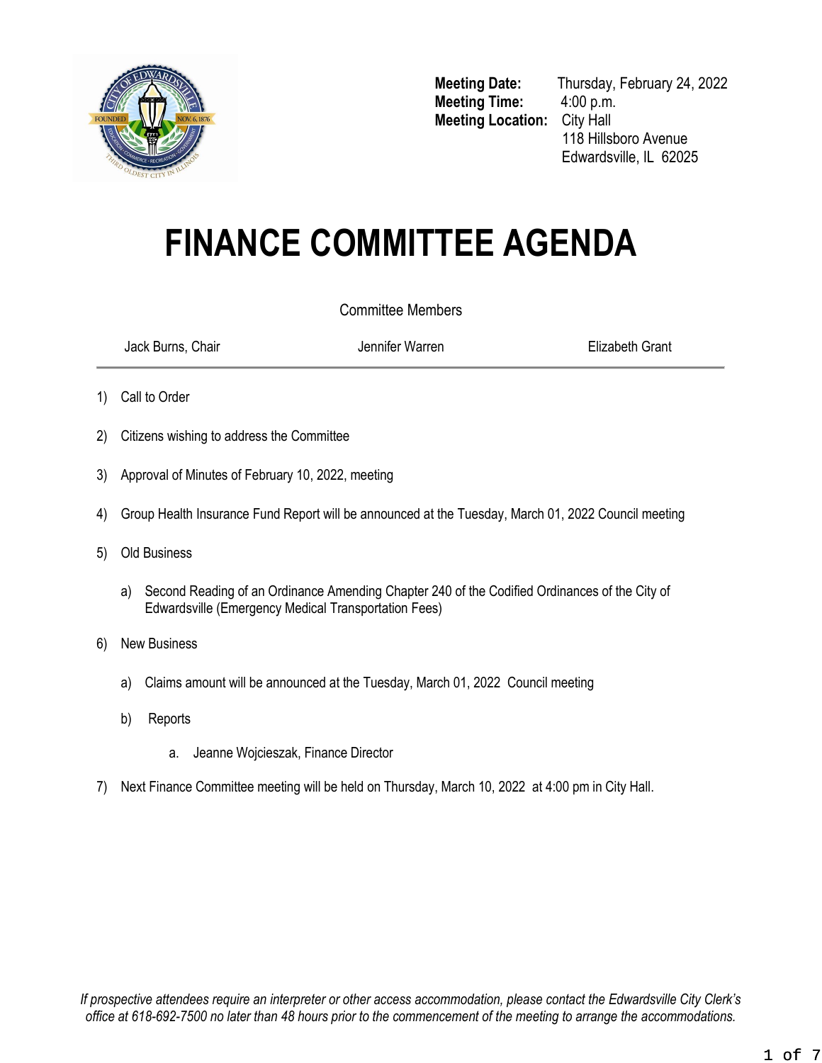**Meeting Date:** Thursday, February 24, 2022
**Meeting Time:** 4:00 p.m.
**Meeting Location:** City Hall
118 Hillsboro Avenue
Edwardsville, IL 62025

# FINANCE COMMITTEE AGENDA

Committee Members

| Jack Burns, Chair | Jennifer Warren | Elizabeth Grant |
|---|---|---|

1) Call to Order

2) Citizens wishing to address the Committee

3) Approval of Minutes of February 10, 2022, meeting

4) Group Health Insurance Fund Report will be announced at the Tuesday, March 01, 2022 Council meeting

5) Old Business

   a) Second Reading of an Ordinance Amending Chapter 240 of the Codified Ordinances of the City of Edwardsville (Emergency Medical Transportation Fees)

6) New Business

   a) Claims amount will be announced at the Tuesday, March 01, 2022 Council meeting

   b) Reports

      a. Jeanne Wojcieszak, Finance Director

7) Next Finance Committee meeting will be held on Thursday, March 10, 2022 at 4:00 pm in City Hall.

*If prospective attendees require an interpreter or other access accommodation, please contact the Edwardsville City Clerk's office at 618-692-7500 no later than 48 hours prior to the commencement of the meeting to arrange the accommodations.*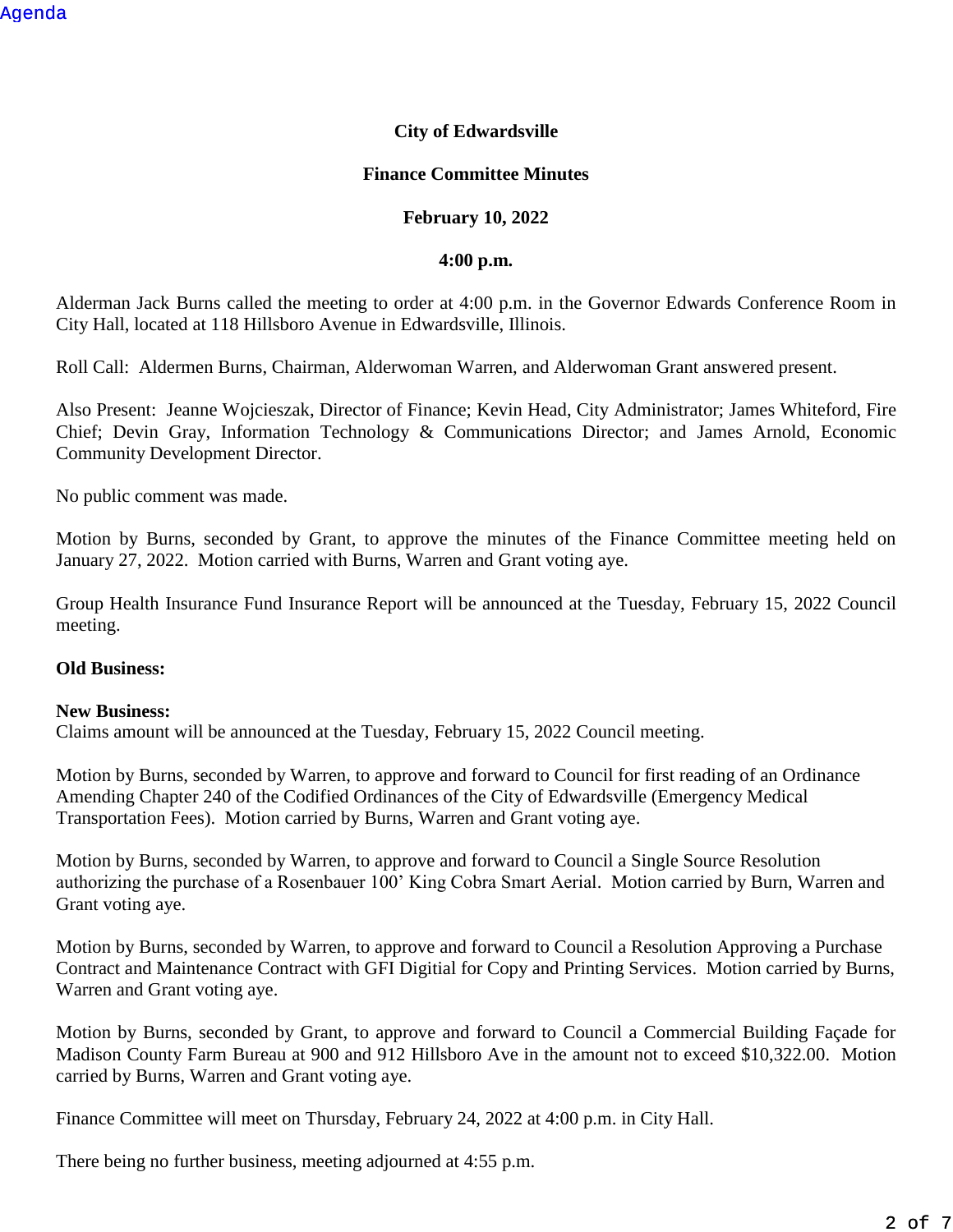Agenda

**City of Edwardsville**

**Finance Committee Minutes**

**February 10, 2022**

**4:00 p.m.**

Alderman Jack Burns called the meeting to order at 4:00 p.m. in the Governor Edwards Conference Room in City Hall, located at 118 Hillsboro Avenue in Edwardsville, Illinois.

Roll Call: Aldermen Burns, Chairman, Alderwoman Warren, and Alderwoman Grant answered present.

Also Present: Jeanne Wojcieszak, Director of Finance; Kevin Head, City Administrator; James Whiteford, Fire Chief; Devin Gray, Information Technology & Communications Director; and James Arnold, Economic Community Development Director.

No public comment was made.

Motion by Burns, seconded by Grant, to approve the minutes of the Finance Committee meeting held on January 27, 2022. Motion carried with Burns, Warren and Grant voting aye.

Group Health Insurance Fund Insurance Report will be announced at the Tuesday, February 15, 2022 Council meeting.

**Old Business:**

**New Business:**
Claims amount will be announced at the Tuesday, February 15, 2022 Council meeting.

Motion by Burns, seconded by Warren, to approve and forward to Council for first reading of an Ordinance Amending Chapter 240 of the Codified Ordinances of the City of Edwardsville (Emergency Medical Transportation Fees). Motion carried by Burns, Warren and Grant voting aye.

Motion by Burns, seconded by Warren, to approve and forward to Council a Single Source Resolution authorizing the purchase of a Rosenbauer 100' King Cobra Smart Aerial. Motion carried by Burn, Warren and Grant voting aye.

Motion by Burns, seconded by Warren, to approve and forward to Council a Resolution Approving a Purchase Contract and Maintenance Contract with GFI Digitial for Copy and Printing Services. Motion carried by Burns, Warren and Grant voting aye.

Motion by Burns, seconded by Grant, to approve and forward to Council a Commercial Building Façade for Madison County Farm Bureau at 900 and 912 Hillsboro Ave in the amount not to exceed $10,322.00. Motion carried by Burns, Warren and Grant voting aye.

Finance Committee will meet on Thursday, February 24, 2022 at 4:00 p.m. in City Hall.

There being no further business, meeting adjourned at 4:55 p.m.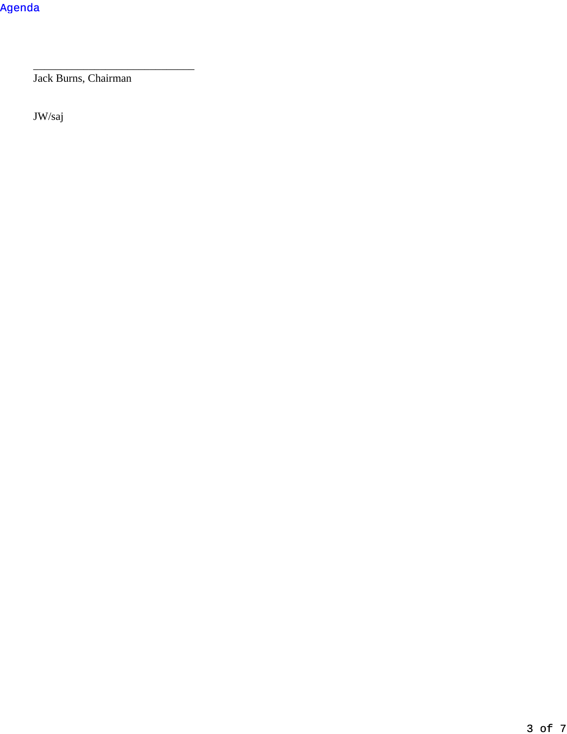Agenda

______________________________
Jack Burns, Chairman

JW/saj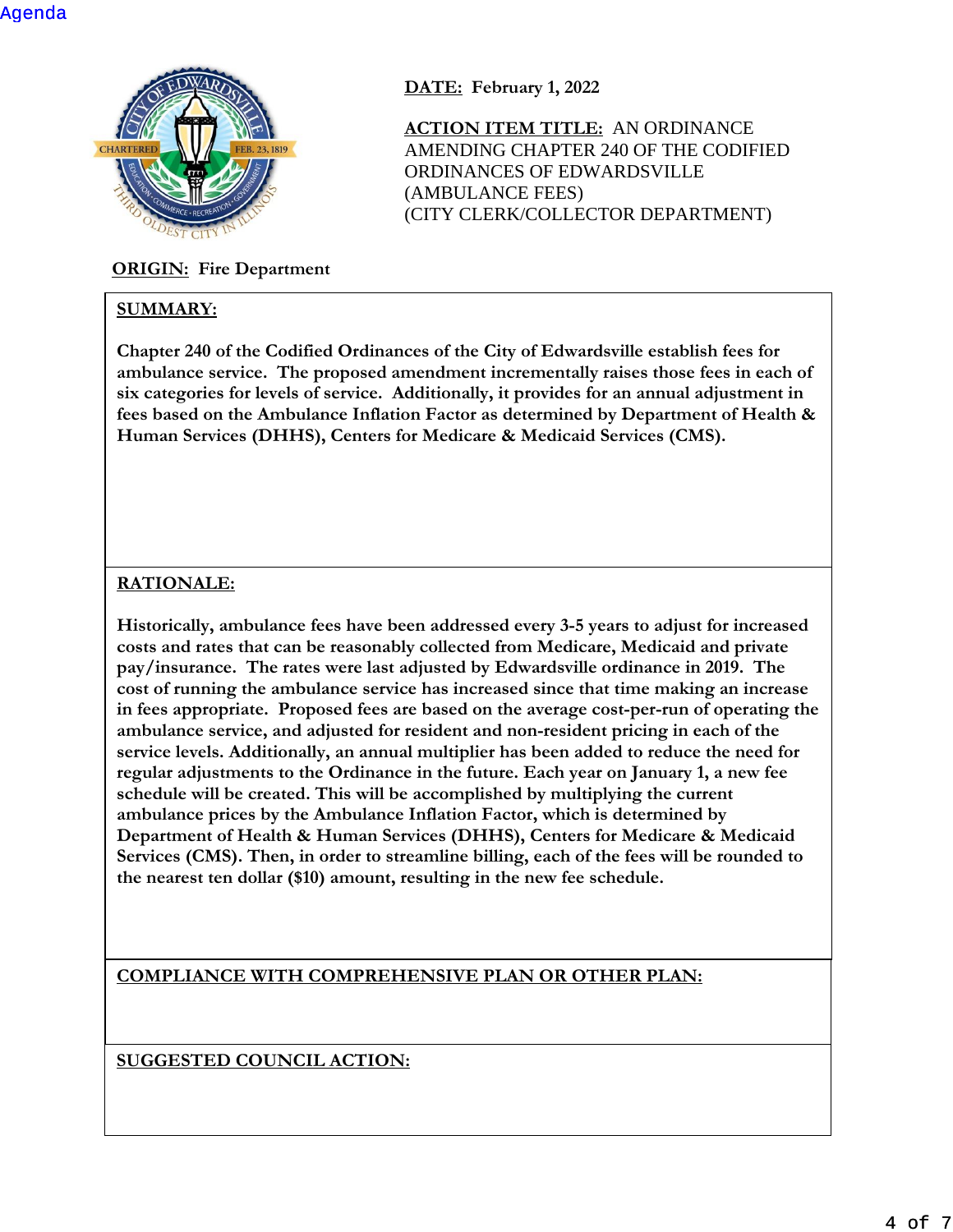Agenda

**DATE:** February 1, 2022

**ACTION ITEM TITLE:** AN ORDINANCE AMENDING CHAPTER 240 OF THE CODIFIED ORDINANCES OF EDWARDSVILLE (AMBULANCE FEES) (CITY CLERK/COLLECTOR DEPARTMENT)

**ORIGIN:** Fire Department

**SUMMARY:**

**Chapter 240 of the Codified Ordinances of the City of Edwardsville establish fees for ambulance service. The proposed amendment incrementally raises those fees in each of six categories for levels of service. Additionally, it provides for an annual adjustment in fees based on the Ambulance Inflation Factor as determined by Department of Health & Human Services (DHHS), Centers for Medicare & Medicaid Services (CMS).**

**RATIONALE:**

**Historically, ambulance fees have been addressed every 3-5 years to adjust for increased costs and rates that can be reasonably collected from Medicare, Medicaid and private pay/insurance. The rates were last adjusted by Edwardsville ordinance in 2019. The cost of running the ambulance service has increased since that time making an increase in fees appropriate. Proposed fees are based on the average cost-per-run of operating the ambulance service, and adjusted for resident and non-resident pricing in each of the service levels. Additionally, an annual multiplier has been added to reduce the need for regular adjustments to the Ordinance in the future. Each year on January 1, a new fee schedule will be created. This will be accomplished by multiplying the current ambulance prices by the Ambulance Inflation Factor, which is determined by Department of Health & Human Services (DHHS), Centers for Medicare & Medicaid Services (CMS). Then, in order to streamline billing, each of the fees will be rounded to the nearest ten dollar ($10) amount, resulting in the new fee schedule.**

**COMPLIANCE WITH COMPREHENSIVE PLAN OR OTHER PLAN:**

**SUGGESTED COUNCIL ACTION:**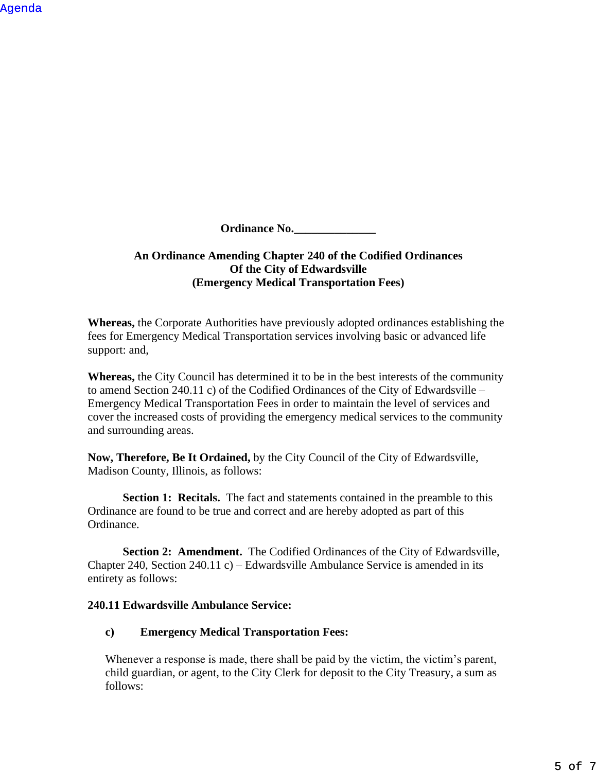**Ordinance No.______________**

**An Ordinance Amending Chapter 240 of the Codified Ordinances Of the City of Edwardsville (Emergency Medical Transportation Fees)**

**Whereas,** the Corporate Authorities have previously adopted ordinances establishing the fees for Emergency Medical Transportation services involving basic or advanced life support: and,

**Whereas,** the City Council has determined it to be in the best interests of the community to amend Section 240.11 c) of the Codified Ordinances of the City of Edwardsville – Emergency Medical Transportation Fees in order to maintain the level of services and cover the increased costs of providing the emergency medical services to the community and surrounding areas.

**Now, Therefore, Be It Ordained,** by the City Council of the City of Edwardsville, Madison County, Illinois, as follows:

**Section 1: Recitals.** The fact and statements contained in the preamble to this Ordinance are found to be true and correct and are hereby adopted as part of this Ordinance.

**Section 2: Amendment.** The Codified Ordinances of the City of Edwardsville, Chapter 240, Section 240.11 c) – Edwardsville Ambulance Service is amended in its entirety as follows:

**240.11 Edwardsville Ambulance Service:**

**c) Emergency Medical Transportation Fees:**

Whenever a response is made, there shall be paid by the victim, the victim's parent, child guardian, or agent, to the City Clerk for deposit to the City Treasury, a sum as follows: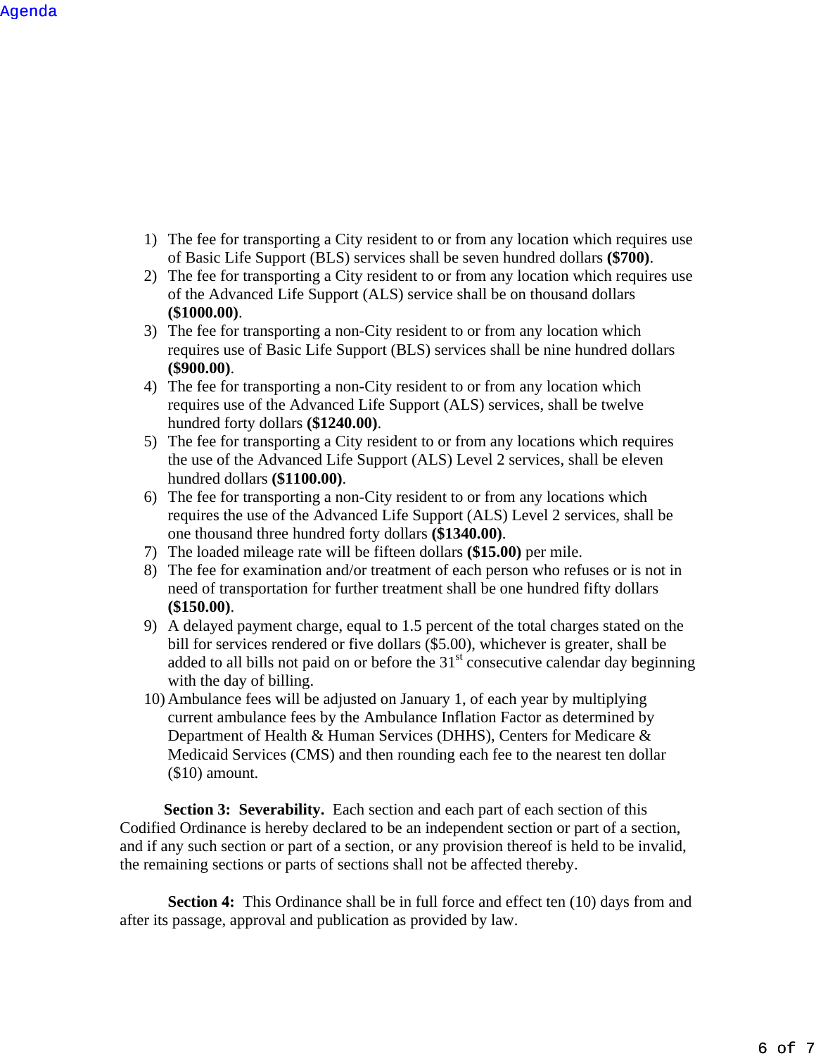1) The fee for transporting a City resident to or from any location which requires use of Basic Life Support (BLS) services shall be seven hundred dollars **($700)**.
2) The fee for transporting a City resident to or from any location which requires use of the Advanced Life Support (ALS) service shall be on thousand dollars **($1000.00)**.
3) The fee for transporting a non-City resident to or from any location which requires use of Basic Life Support (BLS) services shall be nine hundred dollars **($900.00)**.
4) The fee for transporting a non-City resident to or from any location which requires use of the Advanced Life Support (ALS) services, shall be twelve hundred forty dollars **($1240.00)**.
5) The fee for transporting a City resident to or from any locations which requires the use of the Advanced Life Support (ALS) Level 2 services, shall be eleven hundred dollars **($1100.00)**.
6) The fee for transporting a non-City resident to or from any locations which requires the use of the Advanced Life Support (ALS) Level 2 services, shall be one thousand three hundred forty dollars **($1340.00)**.
7) The loaded mileage rate will be fifteen dollars **($15.00)** per mile.
8) The fee for examination and/or treatment of each person who refuses or is not in need of transportation for further treatment shall be one hundred fifty dollars **($150.00)**.
9) A delayed payment charge, equal to 1.5 percent of the total charges stated on the bill for services rendered or five dollars ($5.00), whichever is greater, shall be added to all bills not paid on or before the 31st consecutive calendar day beginning with the day of billing.
10) Ambulance fees will be adjusted on January 1, of each year by multiplying current ambulance fees by the Ambulance Inflation Factor as determined by Department of Health & Human Services (DHHS), Centers for Medicare & Medicaid Services (CMS) and then rounding each fee to the nearest ten dollar ($10) amount.

**Section 3: Severability.** Each section and each part of each section of this Codified Ordinance is hereby declared to be an independent section or part of a section, and if any such section or part of a section, or any provision thereof is held to be invalid, the remaining sections or parts of sections shall not be affected thereby.

**Section 4:** This Ordinance shall be in full force and effect ten (10) days from and after its passage, approval and publication as provided by law.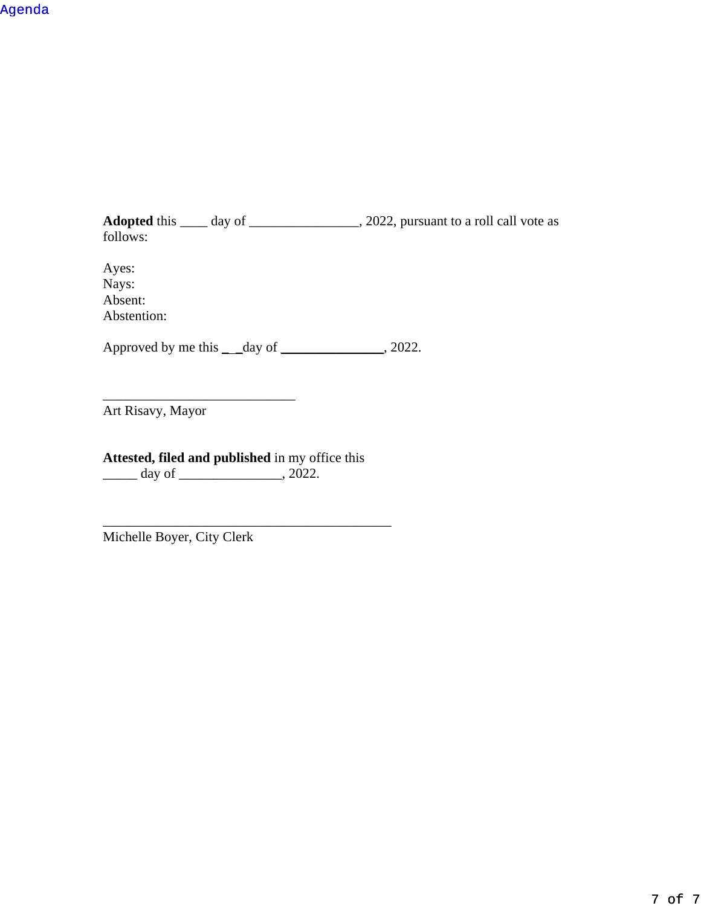**Adopted** this ____ day of ________________, 2022, pursuant to a roll call vote as follows:

Ayes:
Nays:
Absent:
Abstention:

Approved by me this __ _day of _______________, 2022.

____________________________
Art Risavy, Mayor

**Attested, filed and published** in my office this
_____ day of _______________, 2022.

__________________________________________
Michelle Boyer, City Clerk